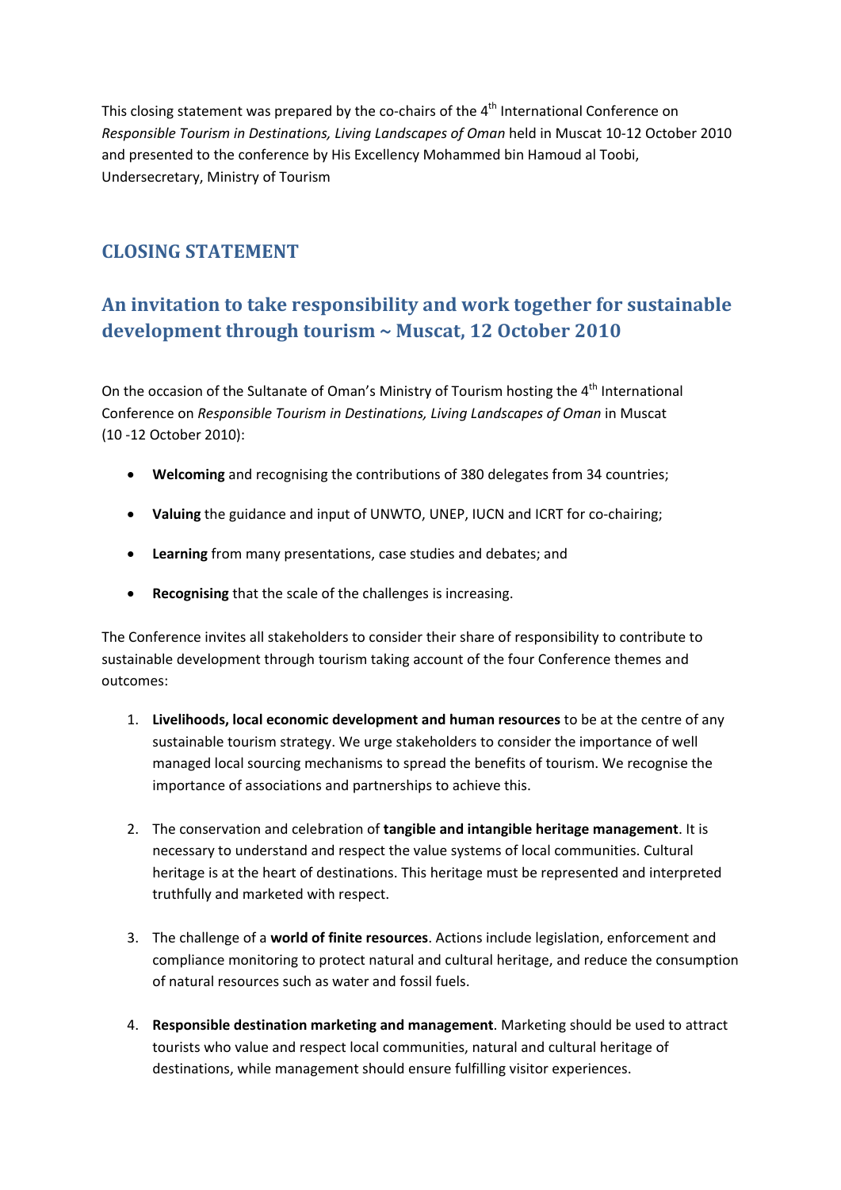This closing statement was prepared by the co-chairs of the 4th International Conference on *Responsible Tourism in Destinations, Living Landscapes of Oman* held in Muscat 10-12 October 2010 and presented to the conference by His Excellency Mohammed bin Hamoud al Toobi, Undersecretary, Ministry of Tourism

## CLOSING STATEMENT

## An invitation to take responsibility and work together for sustainable development through tourism ~ Muscat, 12 October 2010

On the occasion of the Sultanate of Oman's Ministry of Tourism hosting the 4th International Conference on *Responsible Tourism in Destinations, Living Landscapes of Oman* in Muscat (10 -12 October 2010):

- **Welcoming** and recognising the contributions of 380 delegates from 34 countries;
- **Valuing** the guidance and input of UNWTO, UNEP, IUCN and ICRT for co-chairing;
- **Learning** from many presentations, case studies and debates; and
- **Recognising** that the scale of the challenges is increasing.

The Conference invites all stakeholders to consider their share of responsibility to contribute to sustainable development through tourism taking account of the four Conference themes and outcomes:

1. **Livelihoods, local economic development and human resources** to be at the centre of any sustainable tourism strategy. We urge stakeholders to consider the importance of well managed local sourcing mechanisms to spread the benefits of tourism. We recognise the importance of associations and partnerships to achieve this.

2. The conservation and celebration of **tangible and intangible heritage management**. It is necessary to understand and respect the value systems of local communities. Cultural heritage is at the heart of destinations. This heritage must be represented and interpreted truthfully and marketed with respect.

3. The challenge of a **world of finite resources**. Actions include legislation, enforcement and compliance monitoring to protect natural and cultural heritage, and reduce the consumption of natural resources such as water and fossil fuels.

4. **Responsible destination marketing and management**. Marketing should be used to attract tourists who value and respect local communities, natural and cultural heritage of destinations, while management should ensure fulfilling visitor experiences.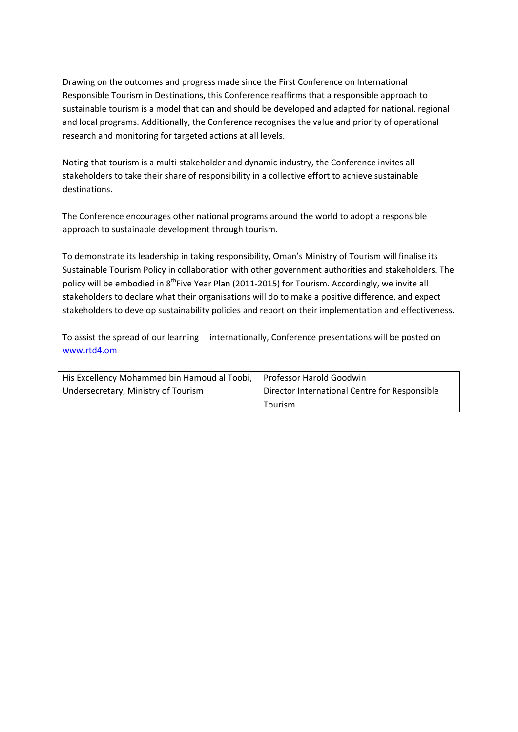Drawing on the outcomes and progress made since the First Conference on International Responsible Tourism in Destinations, this Conference reaffirms that a responsible approach to sustainable tourism is a model that can and should be developed and adapted for national, regional and local programs. Additionally, the Conference recognises the value and priority of operational research and monitoring for targeted actions at all levels.

Noting that tourism is a multi-stakeholder and dynamic industry, the Conference invites all stakeholders to take their share of responsibility in a collective effort to achieve sustainable destinations.

The Conference encourages other national programs around the world to adopt a responsible approach to sustainable development through tourism.

To demonstrate its leadership in taking responsibility, Oman's Ministry of Tourism will finalise its Sustainable Tourism Policy in collaboration with other government authorities and stakeholders. The policy will be embodied in 8th Five Year Plan (2011-2015) for Tourism. Accordingly, we invite all stakeholders to declare what their organisations will do to make a positive difference, and expect stakeholders to develop sustainability policies and report on their implementation and effectiveness.

To assist the spread of our learning internationally, Conference presentations will be posted on [www.rtd4.om](http://www.rtd4.om)

| | |
|---|---|
| His Excellency Mohammed bin Hamoud al Toobi, Undersecretary, Ministry of Tourism | Professor Harold Goodwin Director International Centre for Responsible Tourism |